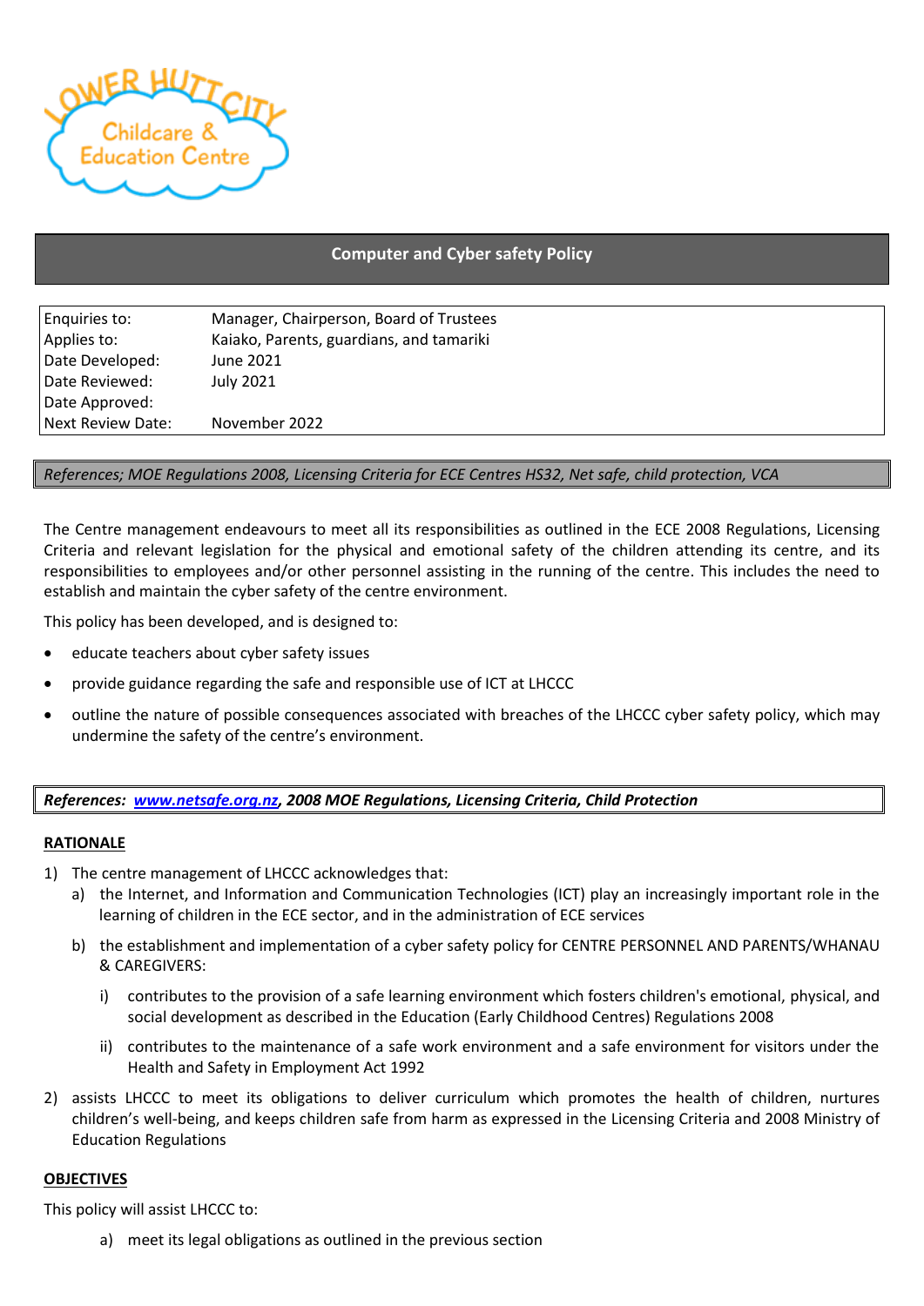# Computer and Cyber safety Policy

| | |
|---|---|
| Enquiries to: | Manager, Chairperson, Board of Trustees |
| Applies to: | Kaiako, Parents, guardians, and tamariki |
| Date Developed: | June 2021 |
| Date Reviewed: | July 2021 |
| Date Approved: | |
| Next Review Date: | November 2022 |

*References; MOE Regulations 2008, Licensing Criteria for ECE Centres HS32, Net safe, child protection, VCA*

The Centre management endeavours to meet all its responsibilities as outlined in the ECE 2008 Regulations, Licensing Criteria and relevant legislation for the physical and emotional safety of the children attending its centre, and its responsibilities to employees and/or other personnel assisting in the running of the centre. This includes the need to establish and maintain the cyber safety of the centre environment.

This policy has been developed, and is designed to:

- educate teachers about cyber safety issues
- provide guidance regarding the safe and responsible use of ICT at LHCCC
- outline the nature of possible consequences associated with breaches of the LHCCC cyber safety policy, which may undermine the safety of the centre's environment.

***References: [www.netsafe.org.nz](www.netsafe.org.nz), 2008 MOE Regulations, Licensing Criteria, Child Protection***

## RATIONALE

1) The centre management of LHCCC acknowledges that:
   a) the Internet, and Information and Communication Technologies (ICT) play an increasingly important role in the learning of children in the ECE sector, and in the administration of ECE services
   b) the establishment and implementation of a cyber safety policy for CENTRE PERSONNEL AND PARENTS/WHANAU & CAREGIVERS:
      i) contributes to the provision of a safe learning environment which fosters children's emotional, physical, and social development as described in the Education (Early Childhood Centres) Regulations 2008
      ii) contributes to the maintenance of a safe work environment and a safe environment for visitors under the Health and Safety in Employment Act 1992
2) assists LHCCC to meet its obligations to deliver curriculum which promotes the health of children, nurtures children's well-being, and keeps children safe from harm as expressed in the Licensing Criteria and 2008 Ministry of Education Regulations

## OBJECTIVES

This policy will assist LHCCC to:

a) meet its legal obligations as outlined in the previous section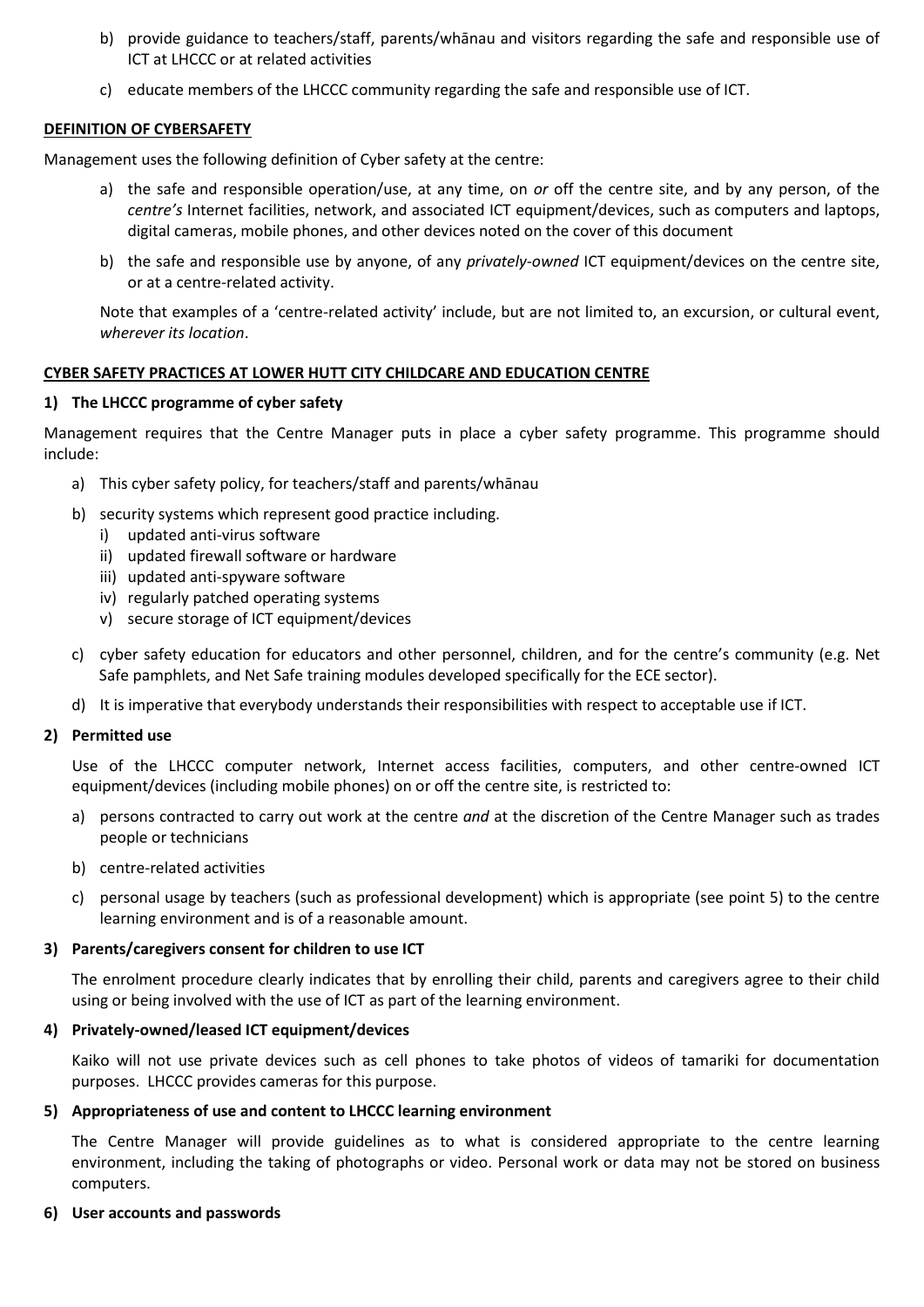b) provide guidance to teachers/staff, parents/whānau and visitors regarding the safe and responsible use of ICT at LHCCC or at related activities

c) educate members of the LHCCC community regarding the safe and responsible use of ICT.

**DEFINITION OF CYBERSAFETY**

Management uses the following definition of Cyber safety at the centre:

a) the safe and responsible operation/use, at any time, on *or* off the centre site, and by any person, of the *centre's* Internet facilities, network, and associated ICT equipment/devices, such as computers and laptops, digital cameras, mobile phones, and other devices noted on the cover of this document

b) the safe and responsible use by anyone, of any *privately-owned* ICT equipment/devices on the centre site, or at a centre-related activity.

Note that examples of a 'centre-related activity' include, but are not limited to, an excursion, or cultural event, *wherever its location*.

**CYBER SAFETY PRACTICES AT LOWER HUTT CITY CHILDCARE AND EDUCATION CENTRE**

**1) The LHCCC programme of cyber safety**

Management requires that the Centre Manager puts in place a cyber safety programme. This programme should include:

a) This cyber safety policy, for teachers/staff and parents/whānau

b) security systems which represent good practice including.
   i) updated anti-virus software
   ii) updated firewall software or hardware
   iii) updated anti-spyware software
   iv) regularly patched operating systems
   v) secure storage of ICT equipment/devices

c) cyber safety education for educators and other personnel, children, and for the centre's community (e.g. Net Safe pamphlets, and Net Safe training modules developed specifically for the ECE sector).

d) It is imperative that everybody understands their responsibilities with respect to acceptable use if ICT.

**2) Permitted use**

Use of the LHCCC computer network, Internet access facilities, computers, and other centre-owned ICT equipment/devices (including mobile phones) on or off the centre site, is restricted to:

a) persons contracted to carry out work at the centre *and* at the discretion of the Centre Manager such as trades people or technicians

b) centre-related activities

c) personal usage by teachers (such as professional development) which is appropriate (see point 5) to the centre learning environment and is of a reasonable amount.

**3) Parents/caregivers consent for children to use ICT**

The enrolment procedure clearly indicates that by enrolling their child, parents and caregivers agree to their child using or being involved with the use of ICT as part of the learning environment.

**4) Privately-owned/leased ICT equipment/devices**

Kaiko will not use private devices such as cell phones to take photos of videos of tamariki for documentation purposes. LHCCC provides cameras for this purpose.

**5) Appropriateness of use and content to LHCCC learning environment**

The Centre Manager will provide guidelines as to what is considered appropriate to the centre learning environment, including the taking of photographs or video. Personal work or data may not be stored on business computers.

**6) User accounts and passwords**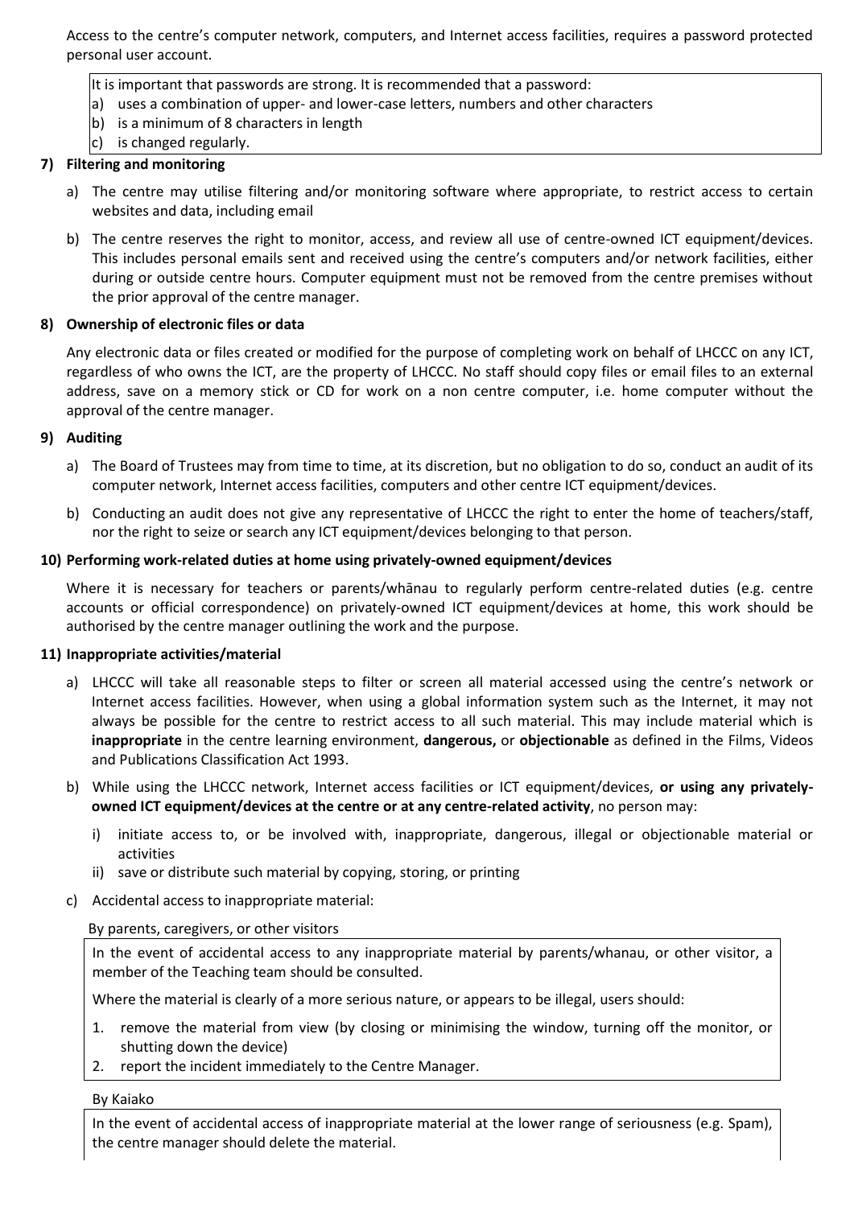Access to the centre's computer network, computers, and Internet access facilities, requires a password protected personal user account.

> It is important that passwords are strong. It is recommended that a password:
> a) uses a combination of upper- and lower-case letters, numbers and other characters
> b) is a minimum of 8 characters in length
> c) is changed regularly.

**7) Filtering and monitoring**

a) The centre may utilise filtering and/or monitoring software where appropriate, to restrict access to certain websites and data, including email

b) The centre reserves the right to monitor, access, and review all use of centre-owned ICT equipment/devices. This includes personal emails sent and received using the centre's computers and/or network facilities, either during or outside centre hours. Computer equipment must not be removed from the centre premises without the prior approval of the centre manager.

**8) Ownership of electronic files or data**

Any electronic data or files created or modified for the purpose of completing work on behalf of LHCCC on any ICT, regardless of who owns the ICT, are the property of LHCCC. No staff should copy files or email files to an external address, save on a memory stick or CD for work on a non centre computer, i.e. home computer without the approval of the centre manager.

**9) Auditing**

a) The Board of Trustees may from time to time, at its discretion, but no obligation to do so, conduct an audit of its computer network, Internet access facilities, computers and other centre ICT equipment/devices.

b) Conducting an audit does not give any representative of LHCCC the right to enter the home of teachers/staff, nor the right to seize or search any ICT equipment/devices belonging to that person.

**10) Performing work-related duties at home using privately-owned equipment/devices**

Where it is necessary for teachers or parents/whānau to regularly perform centre-related duties (e.g. centre accounts or official correspondence) on privately-owned ICT equipment/devices at home, this work should be authorised by the centre manager outlining the work and the purpose.

**11) Inappropriate activities/material**

a) LHCCC will take all reasonable steps to filter or screen all material accessed using the centre's network or Internet access facilities. However, when using a global information system such as the Internet, it may not always be possible for the centre to restrict access to all such material. This may include material which is **inappropriate** in the centre learning environment, **dangerous,** or **objectionable** as defined in the Films, Videos and Publications Classification Act 1993.

b) While using the LHCCC network, Internet access facilities or ICT equipment/devices, **or using any privately-owned ICT equipment/devices at the centre or at any centre-related activity**, no person may:

   i) initiate access to, or be involved with, inappropriate, dangerous, illegal or objectionable material or activities
   ii) save or distribute such material by copying, storing, or printing

c) Accidental access to inappropriate material:

By parents, caregivers, or other visitors

> In the event of accidental access to any inappropriate material by parents/whanau, or other visitor, a member of the Teaching team should be consulted.
>
> Where the material is clearly of a more serious nature, or appears to be illegal, users should:
>
> 1. remove the material from view (by closing or minimising the window, turning off the monitor, or shutting down the device)
> 2. report the incident immediately to the Centre Manager.

By Kaiako

> In the event of accidental access of inappropriate material at the lower range of seriousness (e.g. Spam), the centre manager should delete the material.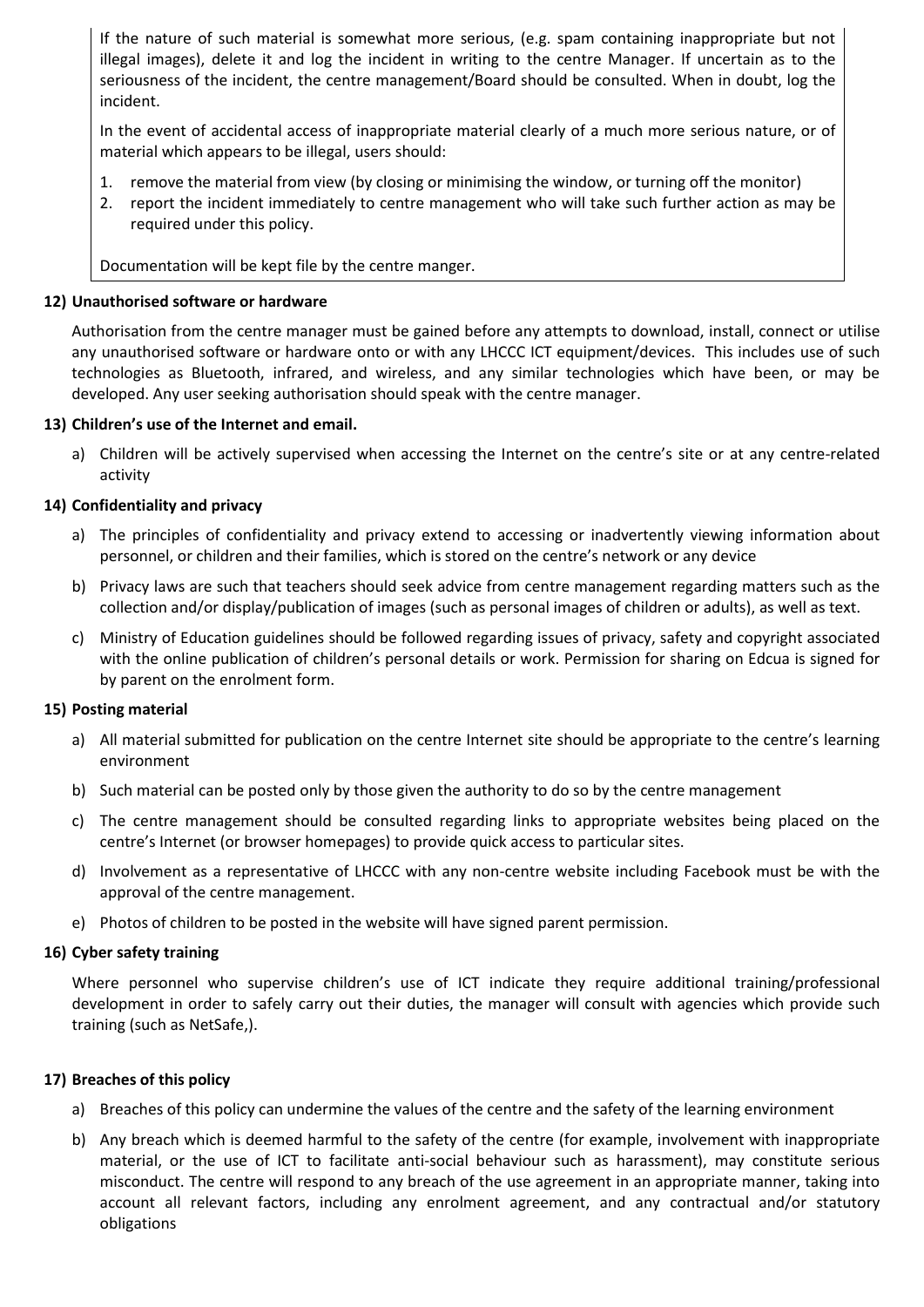If the nature of such material is somewhat more serious, (e.g. spam containing inappropriate but not illegal images), delete it and log the incident in writing to the centre Manager. If uncertain as to the seriousness of the incident, the centre management/Board should be consulted. When in doubt, log the incident.

In the event of accidental access of inappropriate material clearly of a much more serious nature, or of material which appears to be illegal, users should:

1. remove the material from view (by closing or minimising the window, or turning off the monitor)
2. report the incident immediately to centre management who will take such further action as may be required under this policy.

Documentation will be kept file by the centre manger.

**12) Unauthorised software or hardware**

Authorisation from the centre manager must be gained before any attempts to download, install, connect or utilise any unauthorised software or hardware onto or with any LHCCC ICT equipment/devices. This includes use of such technologies as Bluetooth, infrared, and wireless, and any similar technologies which have been, or may be developed. Any user seeking authorisation should speak with the centre manager.

**13) Children's use of the Internet and email.**

a) Children will be actively supervised when accessing the Internet on the centre's site or at any centre-related activity

**14) Confidentiality and privacy**

a) The principles of confidentiality and privacy extend to accessing or inadvertently viewing information about personnel, or children and their families, which is stored on the centre's network or any device

b) Privacy laws are such that teachers should seek advice from centre management regarding matters such as the collection and/or display/publication of images (such as personal images of children or adults), as well as text.

c) Ministry of Education guidelines should be followed regarding issues of privacy, safety and copyright associated with the online publication of children's personal details or work. Permission for sharing on Edcua is signed for by parent on the enrolment form.

**15) Posting material**

a) All material submitted for publication on the centre Internet site should be appropriate to the centre's learning environment

b) Such material can be posted only by those given the authority to do so by the centre management

c) The centre management should be consulted regarding links to appropriate websites being placed on the centre's Internet (or browser homepages) to provide quick access to particular sites.

d) Involvement as a representative of LHCCC with any non-centre website including Facebook must be with the approval of the centre management.

e) Photos of children to be posted in the website will have signed parent permission.

**16) Cyber safety training**

Where personnel who supervise children's use of ICT indicate they require additional training/professional development in order to safely carry out their duties, the manager will consult with agencies which provide such training (such as NetSafe,).

**17) Breaches of this policy**

a) Breaches of this policy can undermine the values of the centre and the safety of the learning environment

b) Any breach which is deemed harmful to the safety of the centre (for example, involvement with inappropriate material, or the use of ICT to facilitate anti-social behaviour such as harassment), may constitute serious misconduct. The centre will respond to any breach of the use agreement in an appropriate manner, taking into account all relevant factors, including any enrolment agreement, and any contractual and/or statutory obligations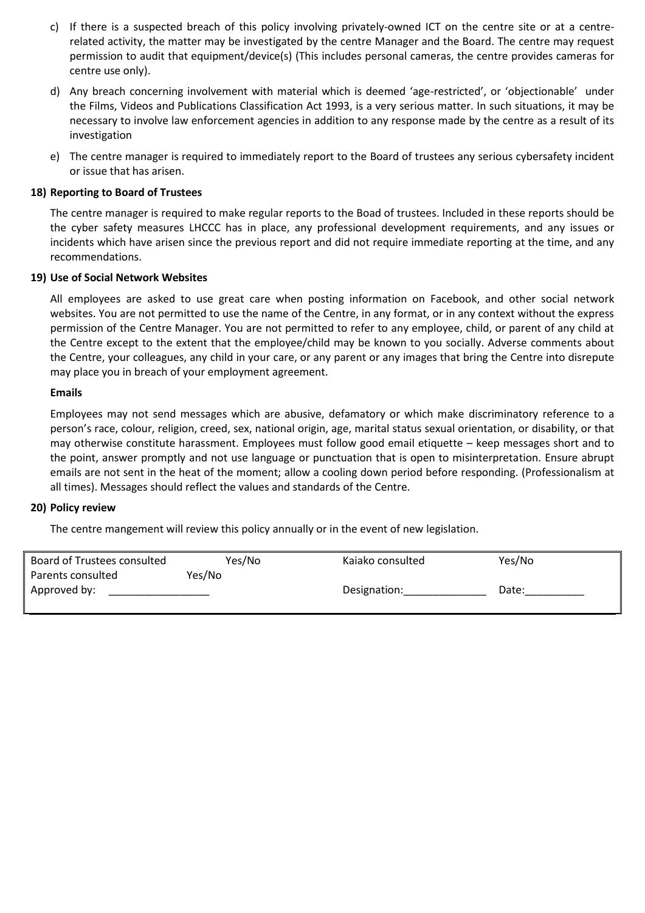c) If there is a suspected breach of this policy involving privately-owned ICT on the centre site or at a centre-related activity, the matter may be investigated by the centre Manager and the Board. The centre may request permission to audit that equipment/device(s) (This includes personal cameras, the centre provides cameras for centre use only).

d) Any breach concerning involvement with material which is deemed 'age-restricted', or 'objectionable' under the Films, Videos and Publications Classification Act 1993, is a very serious matter. In such situations, it may be necessary to involve law enforcement agencies in addition to any response made by the centre as a result of its investigation

e) The centre manager is required to immediately report to the Board of trustees any serious cybersafety incident or issue that has arisen.

**18) Reporting to Board of Trustees**

The centre manager is required to make regular reports to the Boad of trustees. Included in these reports should be the cyber safety measures LHCCC has in place, any professional development requirements, and any issues or incidents which have arisen since the previous report and did not require immediate reporting at the time, and any recommendations.

**19) Use of Social Network Websites**

All employees are asked to use great care when posting information on Facebook, and other social network websites. You are not permitted to use the name of the Centre, in any format, or in any context without the express permission of the Centre Manager. You are not permitted to refer to any employee, child, or parent of any child at the Centre except to the extent that the employee/child may be known to you socially. Adverse comments about the Centre, your colleagues, any child in your care, or any parent or any images that bring the Centre into disrepute may place you in breach of your employment agreement.

**Emails**

Employees may not send messages which are abusive, defamatory or which make discriminatory reference to a person's race, colour, religion, creed, sex, national origin, age, marital status sexual orientation, or disability, or that may otherwise constitute harassment. Employees must follow good email etiquette – keep messages short and to the point, answer promptly and not use language or punctuation that is open to misinterpretation. Ensure abrupt emails are not sent in the heat of the moment; allow a cooling down period before responding. (Professionalism at all times). Messages should reflect the values and standards of the Centre.

**20) Policy review**

The centre mangement will review this policy annually or in the event of new legislation.

| | | | |
|---|---|---|---|
| Board of Trustees consulted | Yes/No | Kaiako consulted | Yes/No |
| Parents consulted | Yes/No | | |
| Approved by: ________________ | | Designation:______________ | Date:__________ |